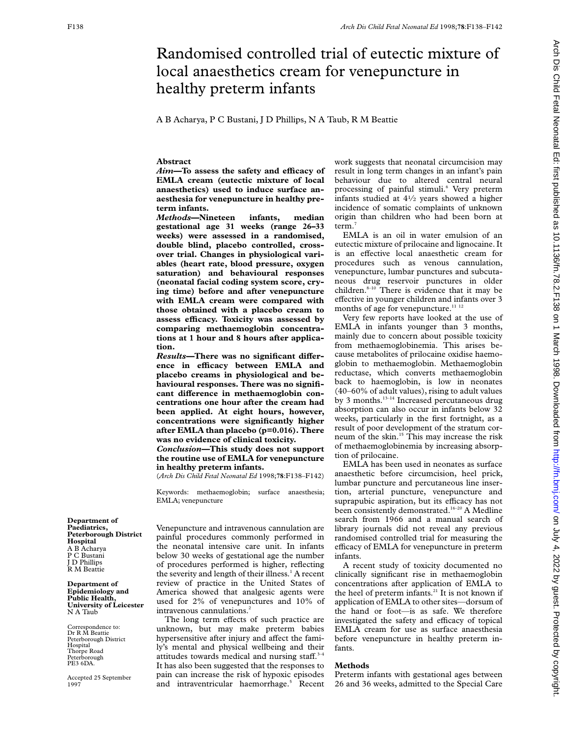# Randomised controlled trial of eutectic mixture of local anaesthetics cream for venepuncture in healthy preterm infants

A B Acharya, P C Bustani, J D Phillips, N A Taub, R M Beattie

## Abstract

***Aim*—To assess the safety and efficacy of EMLA cream (eutectic mixture of local anaesthetics) used to induce surface anaesthesia for venepuncture in healthy preterm infants.**

***Methods*—Nineteen infants, median gestational age 31 weeks (range 26–33 weeks) were assessed in a randomised, double blind, placebo controlled, crossover trial. Changes in physiological variables (heart rate, blood pressure, oxygen saturation) and behavioural responses (neonatal facial coding system score, crying time) before and after venepuncture with EMLA cream were compared with those obtained with a placebo cream to assess efficacy. Toxicity was assessed by comparing methaemoglobin concentrations at 1 hour and 8 hours after application.**

***Results*—There was no significant difference in efficacy between EMLA and placebo creams in physiological and behavioural responses. There was no significant difference in methaemoglobin concentrations one hour after the cream had been applied. At eight hours, however, concentrations were significantly higher after EMLA than placebo (p=0.016). There was no evidence of clinical toxicity.**

***Conclusion*—This study does not support the routine use of EMLA for venepuncture in healthy preterm infants.**

(*Arch Dis Child Fetal Neonatal Ed* 1998;**78**:F138–F142)

Keywords: methaemoglobin; surface anaesthesia; EMLA; venepuncture

**Department of Paediatrics, Peterborough District Hospital**
A B Acharya
P C Bustani
J D Phillips
R M Beattie

**Department of Epidemiology and Public Health, University of Leicester**
N A Taub

Correspondence to: Dr R M Beattie Peterborough District Hospital Thorpe Road Peterborough PE3 6DA.

Accepted 25 September 1997

Venepuncture and intravenous cannulation are painful procedures commonly performed in the neonatal intensive care unit. In infants below 30 weeks of gestational age the number of procedures performed is higher, reflecting the severity and length of their illness.[1] A recent review of practice in the United States of America showed that analgesic agents were used for 2% of venepunctures and 10% of intravenous cannulations.[2]

The long term effects of such practice are unknown, but may make preterm babies hypersensitive after injury and affect the family's mental and physical wellbeing and their attitudes towards medical and nursing staff.[3–4] It has also been suggested that the responses to pain can increase the risk of hypoxic episodes and intraventricular haemorrhage.[5] Recent work suggests that neonatal circumcision may result in long term changes in an infant's pain behaviour due to altered central neural processing of painful stimuli.[6] Very preterm infants studied at 4½ years showed a higher incidence of somatic complaints of unknown origin than children who had been born at term.[7]

EMLA is an oil in water emulsion of an eutectic mixture of prilocaine and lignocaine. It is an effective local anaesthetic cream for procedures such as venous cannulation, venepuncture, lumbar punctures and subcutaneous drug reservoir punctures in older children.[8–10] There is evidence that it may be effective in younger children and infants over 3 months of age for venepuncture.[11 12]

Very few reports have looked at the use of EMLA in infants younger than 3 months, mainly due to concern about possible toxicity from methaemoglobinemia. This arises because metabolites of prilocaine oxidise haemoglobin to methaemoglobin. Methaemoglobin reductase, which converts methaemoglobin back to haemoglobin, is low in neonates (40–60% of adult values), rising to adult values by 3 months.[13–14] Increased percutaneous drug absorption can also occur in infants below 32 weeks, particularly in the first fortnight, as a result of poor development of the stratum corneum of the skin.[15] This may increase the risk of methaemoglobinemia by increasing absorption of prilocaine.

EMLA has been used in neonates as surface anaesthetic before circumcision, heel prick, lumbar puncture and percutaneous line insertion, arterial puncture, venepuncture and suprapubic aspiration, but its efficacy has not been consistently demonstrated.[16–20] A Medline search from 1966 and a manual search of library journals did not reveal any previous randomised controlled trial for measuring the efficacy of EMLA for venepuncture in preterm infants.

A recent study of toxicity documented no clinically significant rise in methaemoglobin concentrations after application of EMLA to the heel of preterm infants.[21] It is not known if application of EMLA to other sites—dorsum of the hand or foot—is as safe. We therefore investigated the safety and efficacy of topical EMLA cream for use as surface anaesthesia before venepuncture in healthy preterm infants.

## Methods

Preterm infants with gestational ages between 26 and 36 weeks, admitted to the Special Care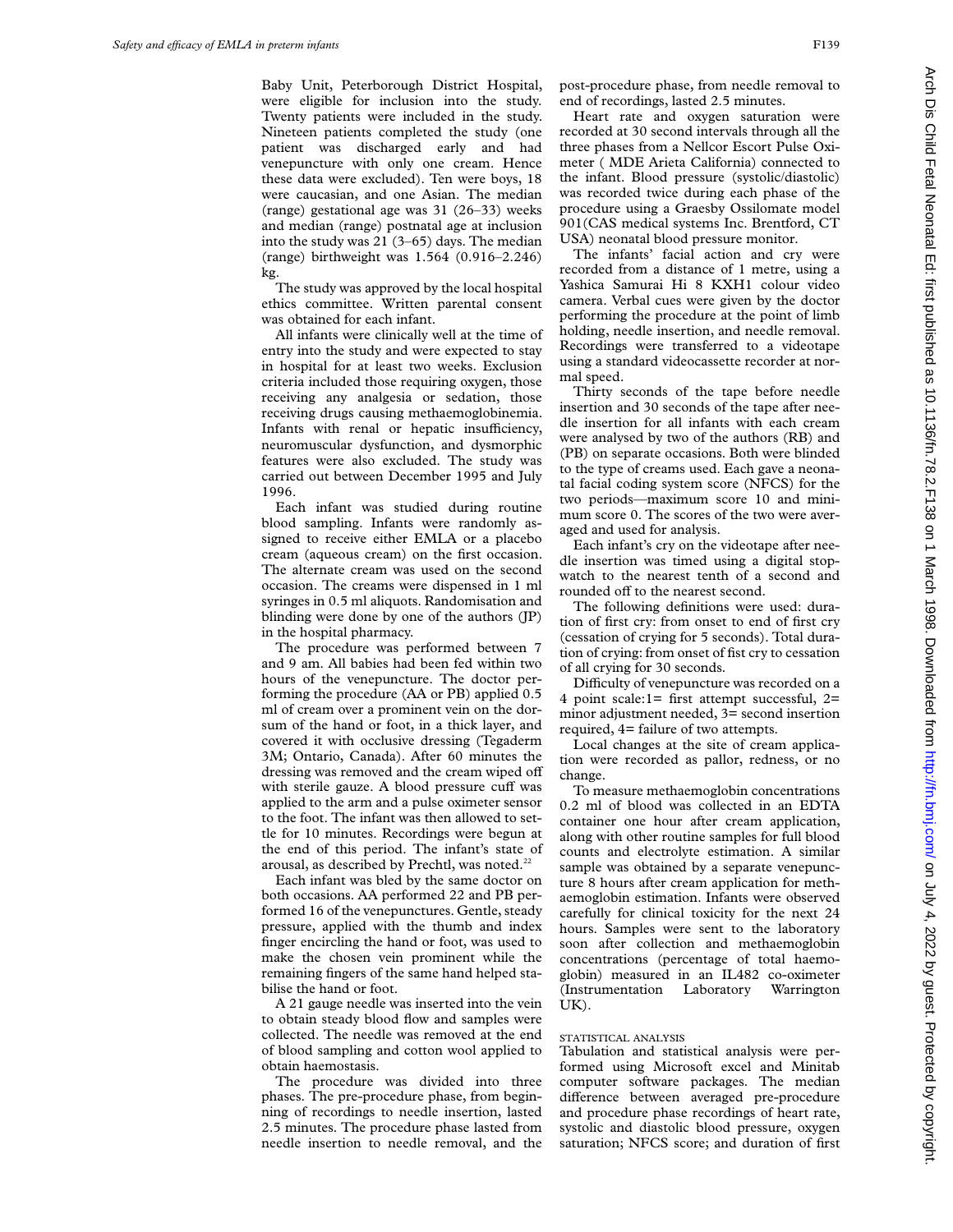Baby Unit, Peterborough District Hospital, were eligible for inclusion into the study. Twenty patients were included in the study. Nineteen patients completed the study (one patient was discharged early and had venepuncture with only one cream. Hence these data were excluded). Ten were boys, 18 were caucasian, and one Asian. The median (range) gestational age was 31 (26–33) weeks and median (range) postnatal age at inclusion into the study was 21 (3–65) days. The median (range) birthweight was 1.564 (0.916–2.246) kg.

The study was approved by the local hospital ethics committee. Written parental consent was obtained for each infant.

All infants were clinically well at the time of entry into the study and were expected to stay in hospital for at least two weeks. Exclusion criteria included those requiring oxygen, those receiving any analgesia or sedation, those receiving drugs causing methaemoglobinemia. Infants with renal or hepatic insufficiency, neuromuscular dysfunction, and dysmorphic features were also excluded. The study was carried out between December 1995 and July 1996.

Each infant was studied during routine blood sampling. Infants were randomly assigned to receive either EMLA or a placebo cream (aqueous cream) on the first occasion. The alternate cream was used on the second occasion. The creams were dispensed in 1 ml syringes in 0.5 ml aliquots. Randomisation and blinding were done by one of the authors (JP) in the hospital pharmacy.

The procedure was performed between 7 and 9 am. All babies had been fed within two hours of the venepuncture. The doctor performing the procedure (AA or PB) applied 0.5 ml of cream over a prominent vein on the dorsum of the hand or foot, in a thick layer, and covered it with occlusive dressing (Tegaderm 3M; Ontario, Canada). After 60 minutes the dressing was removed and the cream wiped off with sterile gauze. A blood pressure cuff was applied to the arm and a pulse oximeter sensor to the foot. The infant was then allowed to settle for 10 minutes. Recordings were begun at the end of this period. The infant's state of arousal, as described by Prechtl, was noted.[22]

Each infant was bled by the same doctor on both occasions. AA performed 22 and PB performed 16 of the venepunctures. Gentle, steady pressure, applied with the thumb and index finger encircling the hand or foot, was used to make the chosen vein prominent while the remaining fingers of the same hand helped stabilise the hand or foot.

A 21 gauge needle was inserted into the vein to obtain steady blood flow and samples were collected. The needle was removed at the end of blood sampling and cotton wool applied to obtain haemostasis.

The procedure was divided into three phases. The pre-procedure phase, from beginning of recordings to needle insertion, lasted 2.5 minutes. The procedure phase lasted from needle insertion to needle removal, and the post-procedure phase, from needle removal to end of recordings, lasted 2.5 minutes.

Heart rate and oxygen saturation were recorded at 30 second intervals through all the three phases from a Nellcor Escort Pulse Oximeter ( MDE Arieta California) connected to the infant. Blood pressure (systolic/diastolic) was recorded twice during each phase of the procedure using a Graesby Ossilomate model 901(CAS medical systems Inc. Brentford, CT USA) neonatal blood pressure monitor.

The infants' facial action and cry were recorded from a distance of 1 metre, using a Yashica Samurai Hi 8 KXH1 colour video camera. Verbal cues were given by the doctor performing the procedure at the point of limb holding, needle insertion, and needle removal. Recordings were transferred to a videotape using a standard videocassette recorder at normal speed.

Thirty seconds of the tape before needle insertion and 30 seconds of the tape after needle insertion for all infants with each cream were analysed by two of the authors (RB) and (PB) on separate occasions. Both were blinded to the type of creams used. Each gave a neonatal facial coding system score (NFCS) for the two periods—maximum score 10 and minimum score 0. The scores of the two were averaged and used for analysis.

Each infant's cry on the videotape after needle insertion was timed using a digital stopwatch to the nearest tenth of a second and rounded off to the nearest second.

The following definitions were used: duration of first cry: from onset to end of first cry (cessation of crying for 5 seconds). Total duration of crying: from onset of fist cry to cessation of all crying for 30 seconds.

Difficulty of venepuncture was recorded on a 4 point scale:1= first attempt successful, 2= minor adjustment needed, 3= second insertion required, 4= failure of two attempts.

Local changes at the site of cream application were recorded as pallor, redness, or no change.

To measure methaemoglobin concentrations 0.2 ml of blood was collected in an EDTA container one hour after cream application, along with other routine samples for full blood counts and electrolyte estimation. A similar sample was obtained by a separate venepuncture 8 hours after cream application for methaemoglobin estimation. Infants were observed carefully for clinical toxicity for the next 24 hours. Samples were sent to the laboratory soon after collection and methaemoglobin concentrations (percentage of total haemoglobin) measured in an IL482 co-oximeter (Instrumentation Laboratory Warrington UK).

### STATISTICAL ANALYSIS

Tabulation and statistical analysis were performed using Microsoft excel and Minitab computer software packages. The median difference between averaged pre-procedure and procedure phase recordings of heart rate, systolic and diastolic blood pressure, oxygen saturation; NFCS score; and duration of first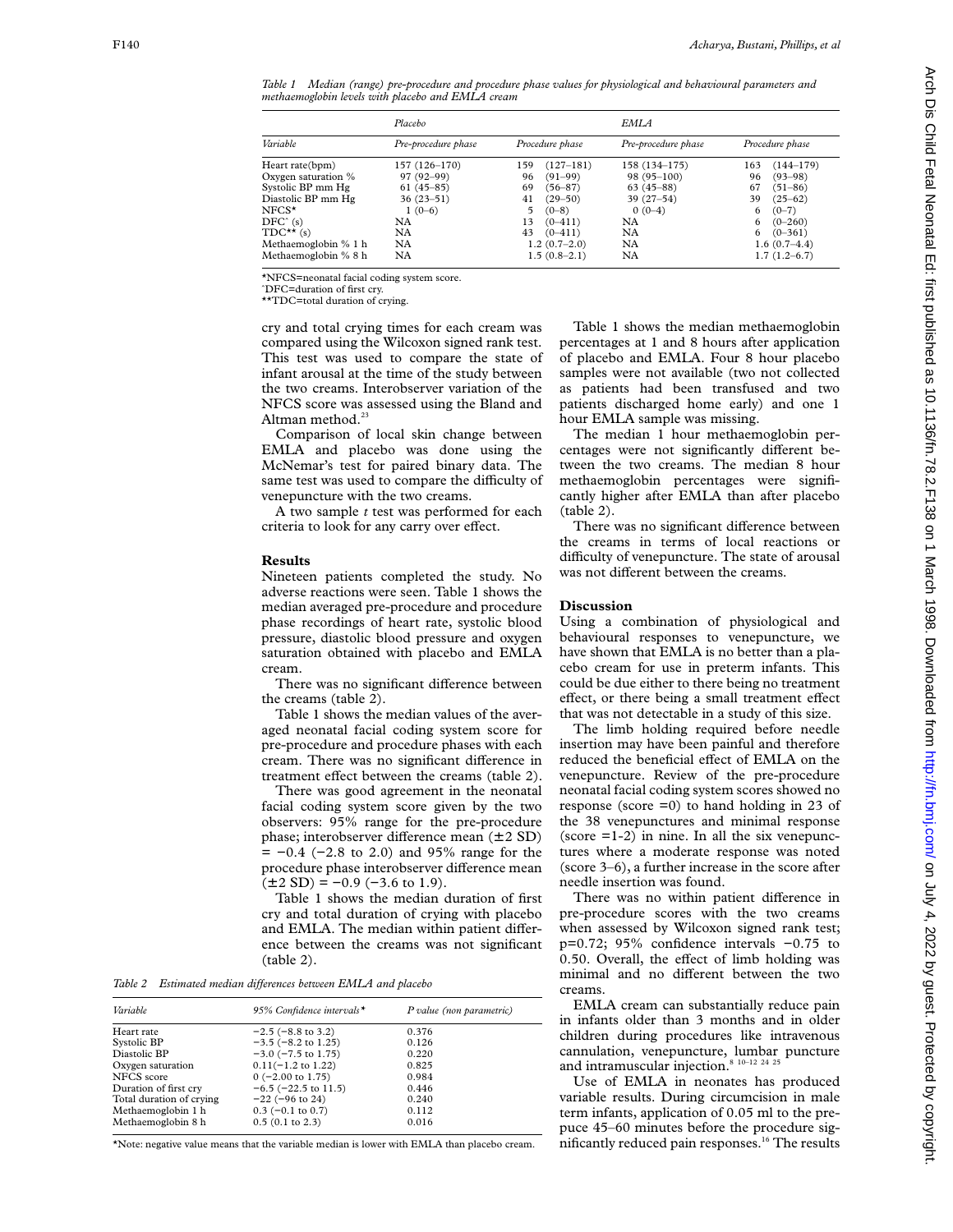*Table 1 Median (range) pre-procedure and procedure phase values for physiological and behavioural parameters and methaemoglobin levels with placebo and EMLA cream*

| | Placebo | | EMLA | |
|---|---|---|---|---|
| *Variable* | *Pre-procedure phase* | *Procedure phase* | *Pre-procedure phase* | *Procedure phase* |
| Heart rate(bpm) | 157 (126–170) | 159 (127–181) | 158 (134–175) | 163 (144–179) |
| Oxygen saturation % | 97 (92–99) | 96 (91–99) | 98 (95–100) | 96 (93–98) |
| Systolic BP mm Hg | 61 (45–85) | 69 (56–87) | 63 (45–88) | 67 (51–86) |
| Diastolic BP mm Hg | 36 (23–51) | 41 (29–50) | 39 (27–54) | 39 (25–62) |
| NFCS* | 1 (0–6) | 5 (0–8) | 0 (0–4) | 6 (0–7) |
| DFC^ (s) | NA | 13 (0–411) | NA | 6 (0–260) |
| TDC** (s) | NA | 43 (0–411) | NA | 6 (0–361) |
| Methaemoglobin % 1 h | NA | 1.2 (0.7–2.0) | NA | 1.6 (0.7–4.4) |
| Methaemoglobin % 8 h | NA | 1.5 (0.8–2.1) | NA | 1.7 (1.2–6.7) |

*NFCS=neonatal facial coding system score.
^DFC=duration of first cry.
**TDC=total duration of crying.

cry and total crying times for each cream was compared using the Wilcoxon signed rank test. This test was used to compare the state of infant arousal at the time of the study between the two creams. Interobserver variation of the NFCS score was assessed using the Bland and Altman method.[23]

Comparison of local skin change between EMLA and placebo was done using the McNemar's test for paired binary data. The same test was used to compare the difficulty of venepuncture with the two creams.

A two sample *t* test was performed for each criteria to look for any carry over effect.

## Results

Nineteen patients completed the study. No adverse reactions were seen. Table 1 shows the median averaged pre-procedure and procedure phase recordings of heart rate, systolic blood pressure, diastolic blood pressure and oxygen saturation obtained with placebo and EMLA cream.

There was no significant difference between the creams (table 2).

Table 1 shows the median values of the averaged neonatal facial coding system score for pre-procedure and procedure phases with each cream. There was no significant difference in treatment effect between the creams (table 2).

There was good agreement in the neonatal facial coding system score given by the two observers: 95% range for the pre-procedure phase; interobserver difference mean (±2 SD) = −0.4 (−2.8 to 2.0) and 95% range for the procedure phase interobserver difference mean (±2 SD) = −0.9 (−3.6 to 1.9).

Table 1 shows the median duration of first cry and total duration of crying with placebo and EMLA. The median within patient difference between the creams was not significant (table 2).

*Table 2 Estimated median differences between EMLA and placebo*

| *Variable* | *95% Confidence intervals** | *P value (non parametric)* |
|---|---|---|
| Heart rate | −2.5 (−8.8 to 3.2) | 0.376 |
| Systolic BP | −3.5 (−8.2 to 1.25) | 0.126 |
| Diastolic BP | −3.0 (−7.5 to 1.75) | 0.220 |
| Oxygen saturation | 0.11(−1.2 to 1.22) | 0.825 |
| NFCS score | 0 (−2.00 to 1.75) | 0.984 |
| Duration of first cry | −6.5 (−22.5 to 11.5) | 0.446 |
| Total duration of crying | −22 (−96 to 24) | 0.240 |
| Methaemoglobin 1 h | 0.3 (−0.1 to 0.7) | 0.112 |
| Methaemoglobin 8 h | 0.5 (0.1 to 2.3) | 0.016 |

*Note: negative value means that the variable median is lower with EMLA than placebo cream.

Table 1 shows the median methaemoglobin percentages at 1 and 8 hours after application of placebo and EMLA. Four 8 hour placebo samples were not available (two not collected as patients had been transfused and two patients discharged home early) and one 1 hour EMLA sample was missing.

The median 1 hour methaemoglobin percentages were not significantly different between the two creams. The median 8 hour methaemoglobin percentages were significantly higher after EMLA than after placebo (table 2).

There was no significant difference between the creams in terms of local reactions or difficulty of venepuncture. The state of arousal was not different between the creams.

## Discussion

Using a combination of physiological and behavioural responses to venepuncture, we have shown that EMLA is no better than a placebo cream for use in preterm infants. This could be due either to there being no treatment effect, or there being a small treatment effect that was not detectable in a study of this size.

The limb holding required before needle insertion may have been painful and therefore reduced the beneficial effect of EMLA on the venepuncture. Review of the pre-procedure neonatal facial coding system scores showed no response (score =0) to hand holding in 23 of the 38 venepunctures and minimal response (score =1-2) in nine. In all the six venepunctures where a moderate response was noted (score 3–6), a further increase in the score after needle insertion was found.

There was no within patient difference in pre-procedure scores with the two creams when assessed by Wilcoxon signed rank test; p=0.72; 95% confidence intervals −0.75 to 0.50. Overall, the effect of limb holding was minimal and no different between the two creams.

EMLA cream can substantially reduce pain in infants older than 3 months and in older children during procedures like intravenous cannulation, venepuncture, lumbar puncture and intramuscular injection.[8 10–12 24 25]

Use of EMLA in neonates has produced variable results. During circumcision in male term infants, application of 0.05 ml to the prepuce 45–60 minutes before the procedure significantly reduced pain responses.[16] The results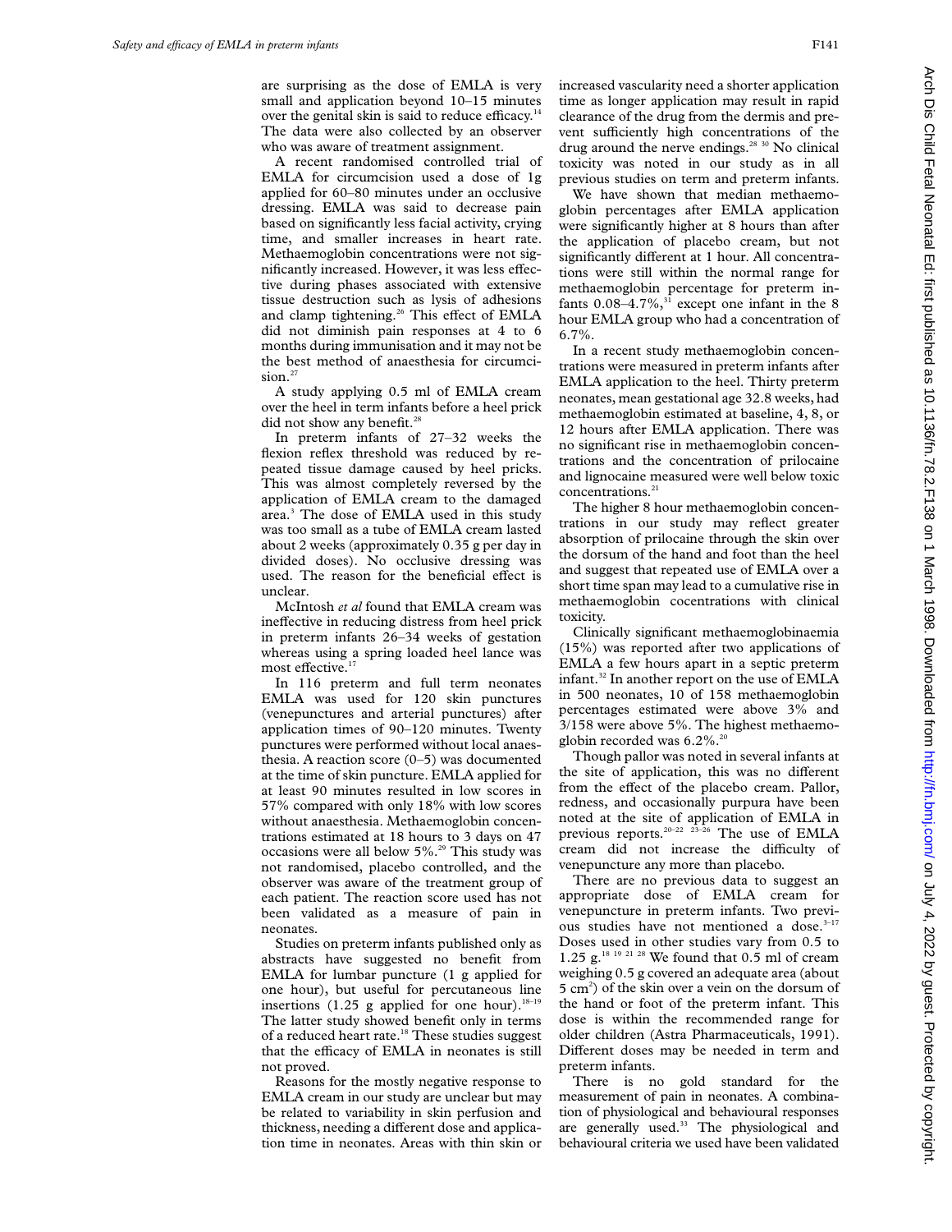are surprising as the dose of EMLA is very small and application beyond 10–15 minutes over the genital skin is said to reduce efficacy.[14] The data were also collected by an observer who was aware of treatment assignment.

A recent randomised controlled trial of EMLA for circumcision used a dose of 1g applied for 60–80 minutes under an occlusive dressing. EMLA was said to decrease pain based on significantly less facial activity, crying time, and smaller increases in heart rate. Methaemoglobin concentrations were not significantly increased. However, it was less effective during phases associated with extensive tissue destruction such as lysis of adhesions and clamp tightening.[26] This effect of EMLA did not diminish pain responses at 4 to 6 months during immunisation and it may not be the best method of anaesthesia for circumcision.[27]

A study applying 0.5 ml of EMLA cream over the heel in term infants before a heel prick did not show any benefit.[28]

In preterm infants of 27–32 weeks the flexion reflex threshold was reduced by repeated tissue damage caused by heel pricks. This was almost completely reversed by the application of EMLA cream to the damaged area.[3] The dose of EMLA used in this study was too small as a tube of EMLA cream lasted about 2 weeks (approximately 0.35 g per day in divided doses). No occlusive dressing was used. The reason for the beneficial effect is unclear.

McIntosh *et al* found that EMLA cream was ineffective in reducing distress from heel prick in preterm infants 26–34 weeks of gestation whereas using a spring loaded heel lance was most effective.[17]

In 116 preterm and full term neonates EMLA was used for 120 skin punctures (venepunctures and arterial punctures) after application times of 90–120 minutes. Twenty punctures were performed without local anaesthesia. A reaction score (0–5) was documented at the time of skin puncture. EMLA applied for at least 90 minutes resulted in low scores in 57% compared with only 18% with low scores without anaesthesia. Methaemoglobin concentrations estimated at 18 hours to 3 days on 47 occasions were all below 5%.[29] This study was not randomised, placebo controlled, and the observer was aware of the treatment group of each patient. The reaction score used has not been validated as a measure of pain in neonates.

Studies on preterm infants published only as abstracts have suggested no benefit from EMLA for lumbar puncture (1 g applied for one hour), but useful for percutaneous line insertions (1.25 g applied for one hour).[18–19] The latter study showed benefit only in terms of a reduced heart rate.[18] These studies suggest that the efficacy of EMLA in neonates is still not proved.

Reasons for the mostly negative response to EMLA cream in our study are unclear but may be related to variability in skin perfusion and thickness, needing a different dose and application time in neonates. Areas with thin skin or increased vascularity need a shorter application time as longer application may result in rapid clearance of the drug from the dermis and prevent sufficiently high concentrations of the drug around the nerve endings.[28 30] No clinical toxicity was noted in our study as in all previous studies on term and preterm infants.

We have shown that median methaemoglobin percentages after EMLA application were significantly higher at 8 hours than after the application of placebo cream, but not significantly different at 1 hour. All concentrations were still within the normal range for methaemoglobin percentage for preterm infants 0.08–4.7%,[31] except one infant in the 8 hour EMLA group who had a concentration of 6.7%.

In a recent study methaemoglobin concentrations were measured in preterm infants after EMLA application to the heel. Thirty preterm neonates, mean gestational age 32.8 weeks, had methaemoglobin estimated at baseline, 4, 8, or 12 hours after EMLA application. There was no significant rise in methaemoglobin concentrations and the concentration of prilocaine and lignocaine measured were well below toxic concentrations.[21]

The higher 8 hour methaemoglobin concentrations in our study may reflect greater absorption of prilocaine through the skin over the dorsum of the hand and foot than the heel and suggest that repeated use of EMLA over a short time span may lead to a cumulative rise in methaemoglobin cocentrations with clinical toxicity.

Clinically significant methaemoglobinaemia (15%) was reported after two applications of EMLA a few hours apart in a septic preterm infant.[32] In another report on the use of EMLA in 500 neonates, 10 of 158 methaemoglobin percentages estimated were above 3% and 3/158 were above 5%. The highest methaemoglobin recorded was 6.2%.[20]

Though pallor was noted in several infants at the site of application, this was no different from the effect of the placebo cream. Pallor, redness, and occasionally purpura have been noted at the site of application of EMLA in previous reports.[20–22 23–26] The use of EMLA cream did not increase the difficulty of venepuncture any more than placebo.

There are no previous data to suggest an appropriate dose of EMLA cream for venepuncture in preterm infants. Two previous studies have not mentioned a dose.[3–17] Doses used in other studies vary from 0.5 to 1.25 g.[18 19 21 28] We found that 0.5 ml of cream weighing 0.5 g covered an adequate area (about 5 $cm^2$) of the skin over a vein on the dorsum of the hand or foot of the preterm infant. This dose is within the recommended range for older children (Astra Pharmaceuticals, 1991). Different doses may be needed in term and preterm infants.

There is no gold standard for the measurement of pain in neonates. A combination of physiological and behavioural responses are generally used.[33] The physiological and behavioural criteria we used have been validated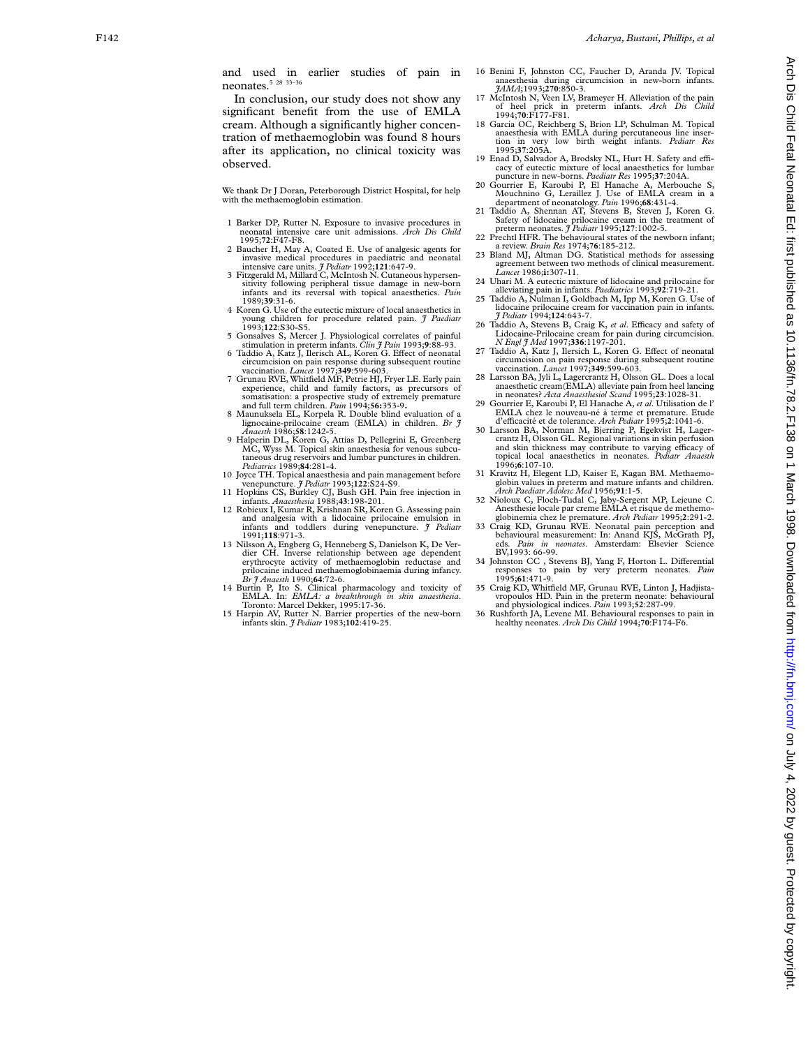and used in earlier studies of pain in neonates.[5 28 33–36]

In conclusion, our study does not show any significant benefit from the use of EMLA cream. Although a significantly higher concentration of methaemoglobin was found 8 hours after its application, no clinical toxicity was observed.

We thank Dr J Doran, Peterborough District Hospital, for help with the methaemoglobin estimation.

1 Barker DP, Rutter N. Exposure to invasive procedures in neonatal intensive care unit admissions. *Arch Dis Child* 1995;**72**:F47-F8.
2 Baucher H, May A, Coated E. Use of analgesic agents for invasive medical procedures in paediatric and neonatal intensive care units. *J Pediatr* 1992;**121**:647-9.
3 Fitzgerald M, Millard C, McIntosh N. Cutaneous hypersensitivity following peripheral tissue damage in new-born infants and its reversal with topical anaesthetics. *Pain* 1989;**39**:31-6.
4 Koren G. Use of the eutectic mixture of local anaesthetics in young children for procedure related pain. *J Paediatr* 1993;**122**:S30-S5.
5 Gonsalves S, Mercer J. Physiological correlates of painful stimulation in preterm infants. *Clin J Pain* 1993;**9**:88-93.
6 Taddio A, Katz J, Ilerisch AL, Koren G. Effect of neonatal circumcision on pain response during subsequent routine vaccination. *Lancet* 1997;**349**:599-603.
7 Grunau RVE, Whitfield MF, Petrie HJ, Fryer LE. Early pain experience, child and family factors, as precursors of somatisation: a prospective study of extremely premature and full term children. *Pain* 1994;**56**:353-9.
8 Maunuksela EL, Korpela R. Double blind evaluation of a lignocaine-prilocaine cream (EMLA) in children. *Br J Anaesth* 1986;**58**:1242-5.
9 Halperin DL, Koren G, Attias D, Pellegrini E, Greenberg MC, Wyss M. Topical skin anaesthesia for venous subcutaneous drug reservoirs and lumbar punctures in children. *Pediatrics* 1989;**84**:281-4.
10 Joyce TH. Topical anaesthesia and pain management before venepuncture. *J Pediatr* 1993;**122**:S24-S9.
11 Hopkins CS, Burkley CJ, Bush GH. Pain free injection in infants. *Anaesthesia* 1988;**43**:198-201.
12 Robieux I, Kumar R, Krishnan SR, Koren G. Assessing pain and analgesia with a lidocaine prilocaine emulsion in infants and toddlers during venepuncture. *J Pediatr* 1991;**118**:971-3.
13 Nilsson A, Engberg G, Henneberg S, Danielson K, De Verdier CH. Inverse relationship between age dependent erythrocyte activity of methaemoglobin reductase and prilocaine induced methaemoglobinaemia during infancy. *Br J Anaesth* 1990;**64**:72-6.
14 Burtin P, Ito S. Clinical pharmacology and toxicity of EMLA. In: *EMLA: a breakthrough in skin anaesthesia*. Toronto: Marcel Dekker, 1995:17-36.
15 Harpin AV, Rutter N. Barrier properties of the new-born infants skin. *J Pediatr* 1983;**102**:419-25.
16 Benini F, Johnston CC, Faucher D, Aranda JV. Topical anaesthesia during circumcision in new-born infants. *JAMA*;1993;**270**:850-3.
17 McIntosh N, Veen LV, Brameyer H. Alleviation of the pain of heel prick in preterm infants. *Arch Dis Child* 1994;**70**:F177-F81.
18 Garcia OC, Reichberg S, Brion LP, Schulman M. Topical anaesthesia with EMLA during percutaneous line insertion in very low birth weight infants. *Pediatr Res* 1995;**37**:205A.
19 Enad D, Salvador A, Brodsky NL, Hurt H. Safety and efficacy of eutectic mixture of local anaesthetics for lumbar puncture in new-borns. *Paediatr Res* 1995;**37**:204A.
20 Gourrier E, Karoubi P, El Hanache A, Merbouche S, Mouchnino G, Leraillez J. Use of EMLA cream in a department of neonatology. *Pain* 1996;**68**:431-4.
21 Taddio A, Shennan AT, Stevens B, Steven J, Koren G. Safety of lidocaine prilocaine cream in the treatment of preterm neonates. *J Pediatr* 1995;**127**:1002-5.
22 Prechtl HFR. The behavioural states of the newborn infant; a review. *Brain Res* 1974;**76**:185-212.
23 Bland MJ, Altman DG. Statistical methods for assessing agreement between two methods of clinical measurement. *Lancet* 1986;**i**:307-11.
24 Uhari M. A eutectic mixture of lidocaine and prilocaine for alleviating pain in infants. *Paediatrics* 1993;**92**:719-21.
25 Taddio A, Nulman I, Goldbach M, Ipp M, Koren G. Use of lidocaine prilocaine cream for vaccination pain in infants. *J Pediatr* 1994;**124**:643-7.
26 Taddio A, Stevens B, Craig K, *et al*. Efficacy and safety of Lidocaine-Prilocaine cream for pain during circumcision. *N Engl J Med* 1997;**336**:1197-201.
27 Taddio A, Katz J, Ilersich L, Koren G. Effect of neonatal circumcision on pain response during subsequent routine vaccination. *Lancet* 1997;**349**:599-603.
28 Larsson BA, Jyli L, Lagercrantz H, Olsson GL. Does a local anaesthetic cream(EMLA) alleviate pain from heel lancing in neonates? *Acta Anaesthesiol Scand* 1995;**23**:1028-31.
29 Gourrier E, Karoubi P, El Hanache A, *et al*. Utilisation de l' EMLA chez le nouveau-né à terme et premature. Etude d'efficacité et de tolerance. *Arch Pediatr* 1995;**2**:1041-6.
30 Larsson BA, Norman M, Bjerring P, Egekvist H, Lagercrantz H, Olsson GL. Regional variations in skin perfusion and skin thickness may contribute to varying efficacy of topical local anaesthetics in neonates. *Pediatr Anaesth* 1996;**6**:107-10.
31 Kravitz H, Elegent LD, Kaiser E, Kagan BM. Methaemoglobin values in preterm and mature infants and children. *Arch Paediatr Adolesc Med* 1956;**91**:1-5.
32 Nioloux C, Floch-Tudal C, Jaby-Sergent MP, Lejeune C. Anesthesie locale par creme EMLA et risque de methemoglobinemia chez le premature. *Arch Pediatr* 1995;**2**:291-2.
33 Craig KD, Grunau RVE. Neonatal pain perception and behavioural measurement: In: Anand KJS, McGrath PJ, eds. *Pain in neonates*. Amsterdam: Elsevier Science BV,1993: 66-99.
34 Johnston CC , Stevens BJ, Yang F, Horton L. Differential responses to pain by very preterm neonates. *Pain* 1995;**61**:471-9.
35 Craig KD, Whitfield MF, Grunau RVE, Linton J, Hadjistavropoulos HD. Pain in the preterm neonate: behavioural and physiological indices. *Pain* 1993;**52**:287-99.
36 Rushforth JA, Levene MI. Behavioural responses to pain in healthy neonates. *Arch Dis Child* 1994;**70**:F174-F6.